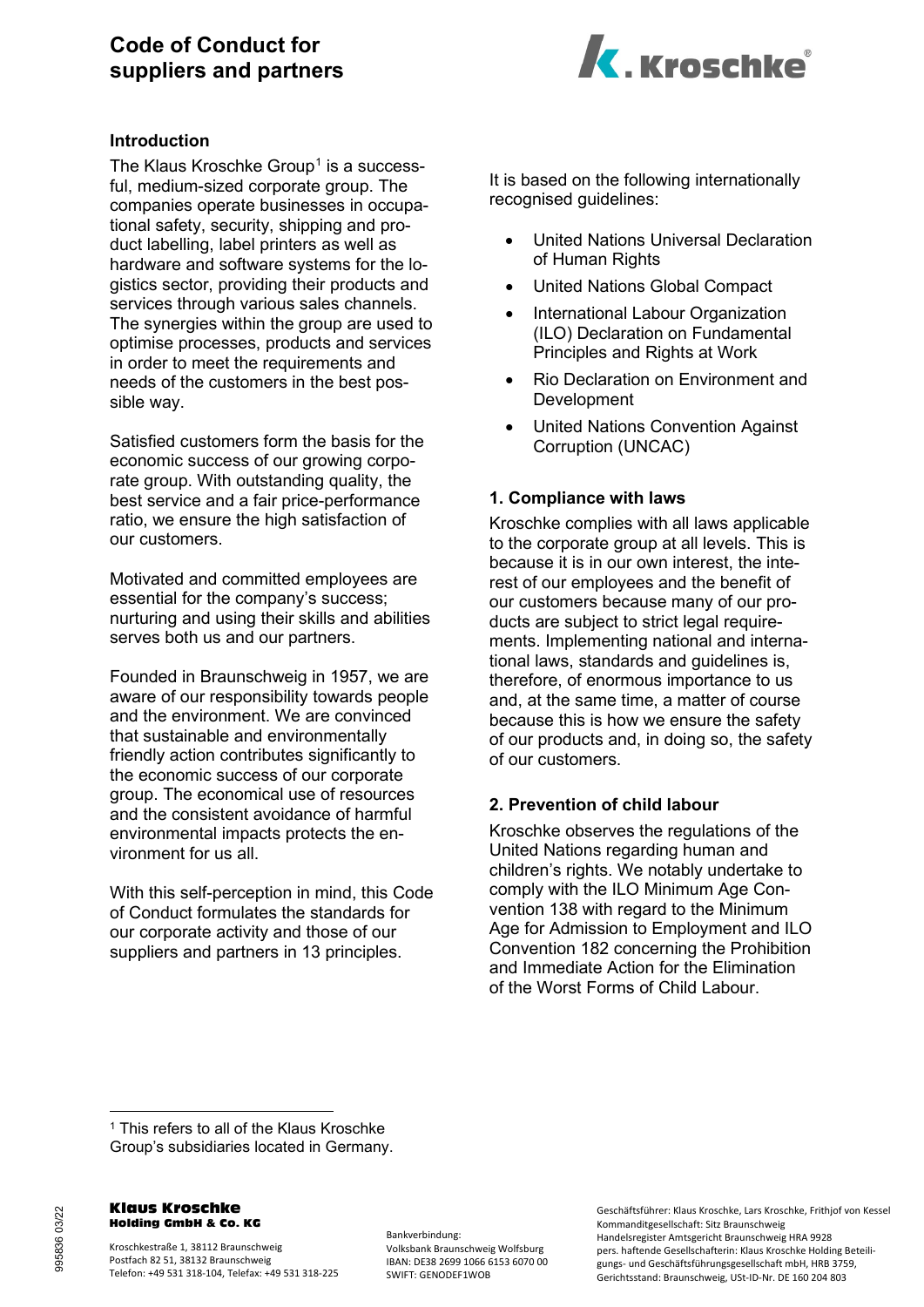# Code of Conduct for suppliers and partners

## Introduction

The Klaus Kroschke Group[1] is a successful, medium-sized corporate group. The companies operate businesses in occupational safety, security, shipping and product labelling, label printers as well as hardware and software systems for the logistics sector, providing their products and services through various sales channels. The synergies within the group are used to optimise processes, products and services in order to meet the requirements and needs of the customers in the best possible way.

Satisfied customers form the basis for the economic success of our growing corporate group. With outstanding quality, the best service and a fair price-performance ratio, we ensure the high satisfaction of our customers.

Motivated and committed employees are essential for the company's success; nurturing and using their skills and abilities serves both us and our partners.

Founded in Braunschweig in 1957, we are aware of our responsibility towards people and the environment. We are convinced that sustainable and environmentally friendly action contributes significantly to the economic success of our corporate group. The economical use of resources and the consistent avoidance of harmful environmental impacts protects the environment for us all.

With this self-perception in mind, this Code of Conduct formulates the standards for our corporate activity and those of our suppliers and partners in 13 principles.

It is based on the following internationally recognised guidelines:

- United Nations Universal Declaration of Human Rights
- United Nations Global Compact
- International Labour Organization (ILO) Declaration on Fundamental Principles and Rights at Work
- Rio Declaration on Environment and Development
- United Nations Convention Against Corruption (UNCAC)

## 1. Compliance with laws

Kroschke complies with all laws applicable to the corporate group at all levels. This is because it is in our own interest, the interest of our employees and the benefit of our customers because many of our products are subject to strict legal requirements. Implementing national and international laws, standards and guidelines is, therefore, of enormous importance to us and, at the same time, a matter of course because this is how we ensure the safety of our products and, in doing so, the safety of our customers.

## 2. Prevention of child labour

Kroschke observes the regulations of the United Nations regarding human and children's rights. We notably undertake to comply with the ILO Minimum Age Convention 138 with regard to the Minimum Age for Admission to Employment and ILO Convention 182 concerning the Prohibition and Immediate Action for the Elimination of the Worst Forms of Child Labour.

---

[1] This refers to all of the Klaus Kroschke Group's subsidiaries located in Germany.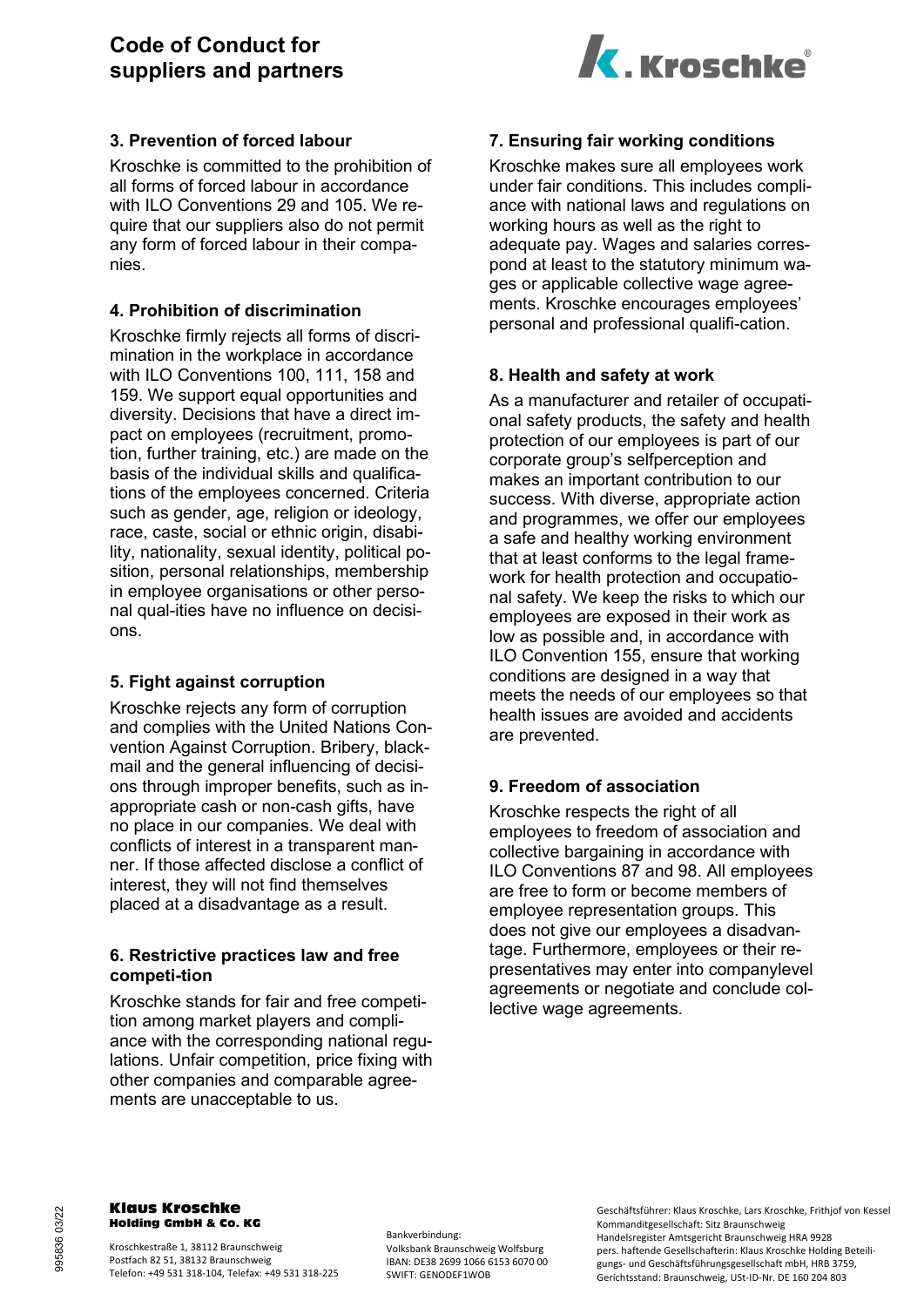### 3. Prevention of forced labour

Kroschke is committed to the prohibition of all forms of forced labour in accordance with ILO Conventions 29 and 105. We require that our suppliers also do not permit any form of forced labour in their companies.

### 4. Prohibition of discrimination

Kroschke firmly rejects all forms of discrimination in the workplace in accordance with ILO Conventions 100, 111, 158 and 159. We support equal opportunities and diversity. Decisions that have a direct impact on employees (recruitment, promotion, further training, etc.) are made on the basis of the individual skills and qualifications of the employees concerned. Criteria such as gender, age, religion or ideology, race, caste, social or ethnic origin, disability, nationality, sexual identity, political position, personal relationships, membership in employee organisations or other personal qual-ities have no influence on decisions.

### 5. Fight against corruption

Kroschke rejects any form of corruption and complies with the United Nations Convention Against Corruption. Bribery, blackmail and the general influencing of decisions through improper benefits, such as inappropriate cash or non-cash gifts, have no place in our companies. We deal with conflicts of interest in a transparent manner. If those affected disclose a conflict of interest, they will not find themselves placed at a disadvantage as a result.

### 6. Restrictive practices law and free competi-tion

Kroschke stands for fair and free competition among market players and compliance with the corresponding national regulations. Unfair competition, price fixing with other companies and comparable agreements are unacceptable to us.

### 7. Ensuring fair working conditions

Kroschke makes sure all employees work under fair conditions. This includes compliance with national laws and regulations on working hours as well as the right to adequate pay. Wages and salaries correspond at least to the statutory minimum wages or applicable collective wage agreements. Kroschke encourages employees' personal and professional qualifi-cation.

### 8. Health and safety at work

As a manufacturer and retailer of occupational safety products, the safety and health protection of our employees is part of our corporate group's selfperception and makes an important contribution to our success. With diverse, appropriate action and programmes, we offer our employees a safe and healthy working environment that at least conforms to the legal framework for health protection and occupational safety. We keep the risks to which our employees are exposed in their work as low as possible and, in accordance with ILO Convention 155, ensure that working conditions are designed in a way that meets the needs of our employees so that health issues are avoided and accidents are prevented.

### 9. Freedom of association

Kroschke respects the right of all employees to freedom of association and collective bargaining in accordance with ILO Conventions 87 and 98. All employees are free to form or become members of employee representation groups. This does not give our employees a disadvantage. Furthermore, employees or their representatives may enter into companylevel agreements or negotiate and conclude collective wage agreements.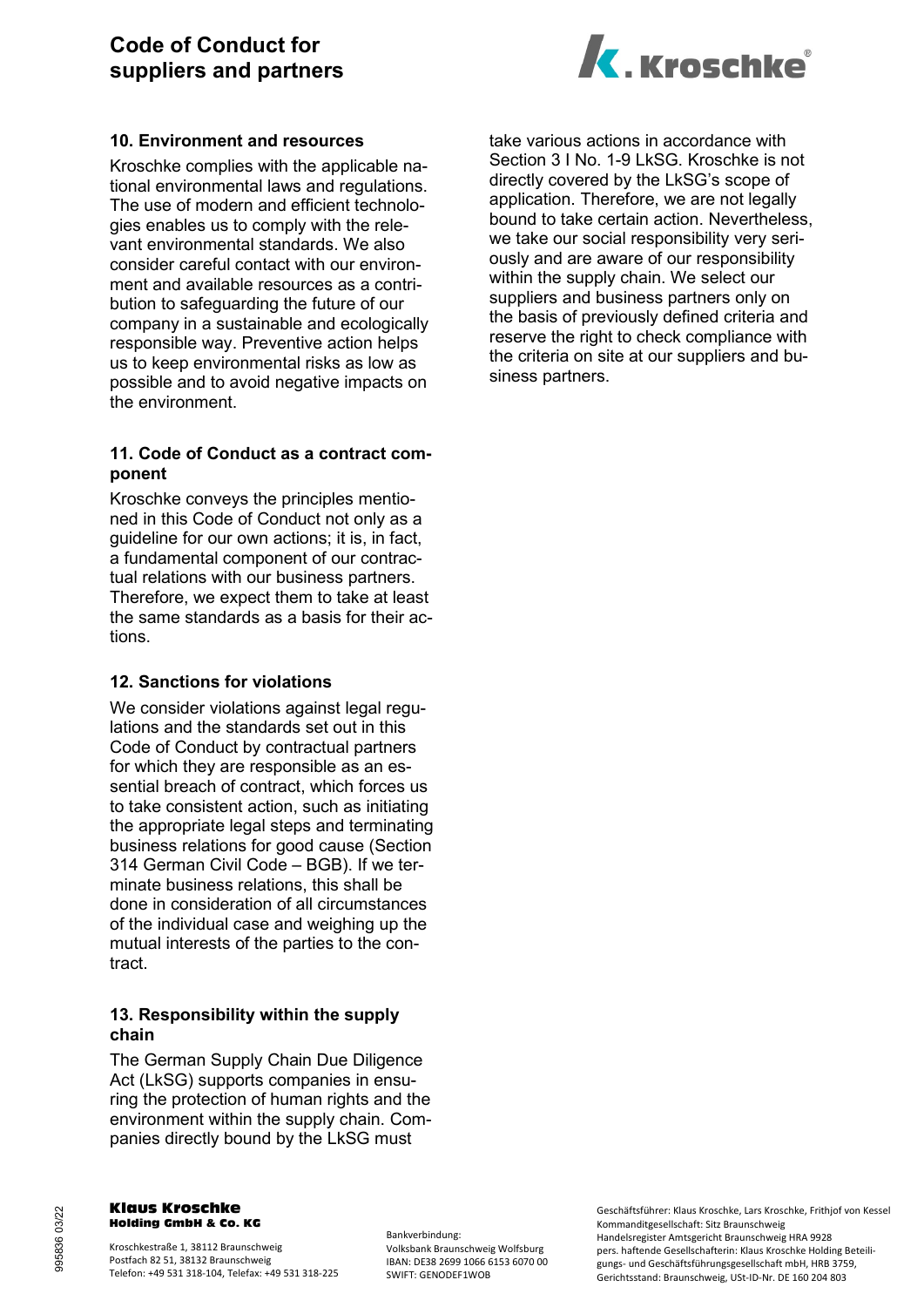## 10. Environment and resources

Kroschke complies with the applicable national environmental laws and regulations. The use of modern and efficient technologies enables us to comply with the relevant environmental standards. We also consider careful contact with our environment and available resources as a contribution to safeguarding the future of our company in a sustainable and ecologically responsible way. Preventive action helps us to keep environmental risks as low as possible and to avoid negative impacts on the environment.

## 11. Code of Conduct as a contract component

Kroschke conveys the principles mentioned in this Code of Conduct not only as a guideline for our own actions; it is, in fact, a fundamental component of our contractual relations with our business partners. Therefore, we expect them to take at least the same standards as a basis for their actions.

## 12. Sanctions for violations

We consider violations against legal regulations and the standards set out in this Code of Conduct by contractual partners for which they are responsible as an essential breach of contract, which forces us to take consistent action, such as initiating the appropriate legal steps and terminating business relations for good cause (Section 314 German Civil Code – BGB). If we terminate business relations, this shall be done in consideration of all circumstances of the individual case and weighing up the mutual interests of the parties to the contract.

## 13. Responsibility within the supply chain

The German Supply Chain Due Diligence Act (LkSG) supports companies in ensuring the protection of human rights and the environment within the supply chain. Companies directly bound by the LkSG must take various actions in accordance with Section 3 I No. 1-9 LkSG. Kroschke is not directly covered by the LkSG's scope of application. Therefore, we are not legally bound to take certain action. Nevertheless, we take our social responsibility very seriously and are aware of our responsibility within the supply chain. We select our suppliers and business partners only on the basis of previously defined criteria and reserve the right to check compliance with the criteria on site at our suppliers and business partners.